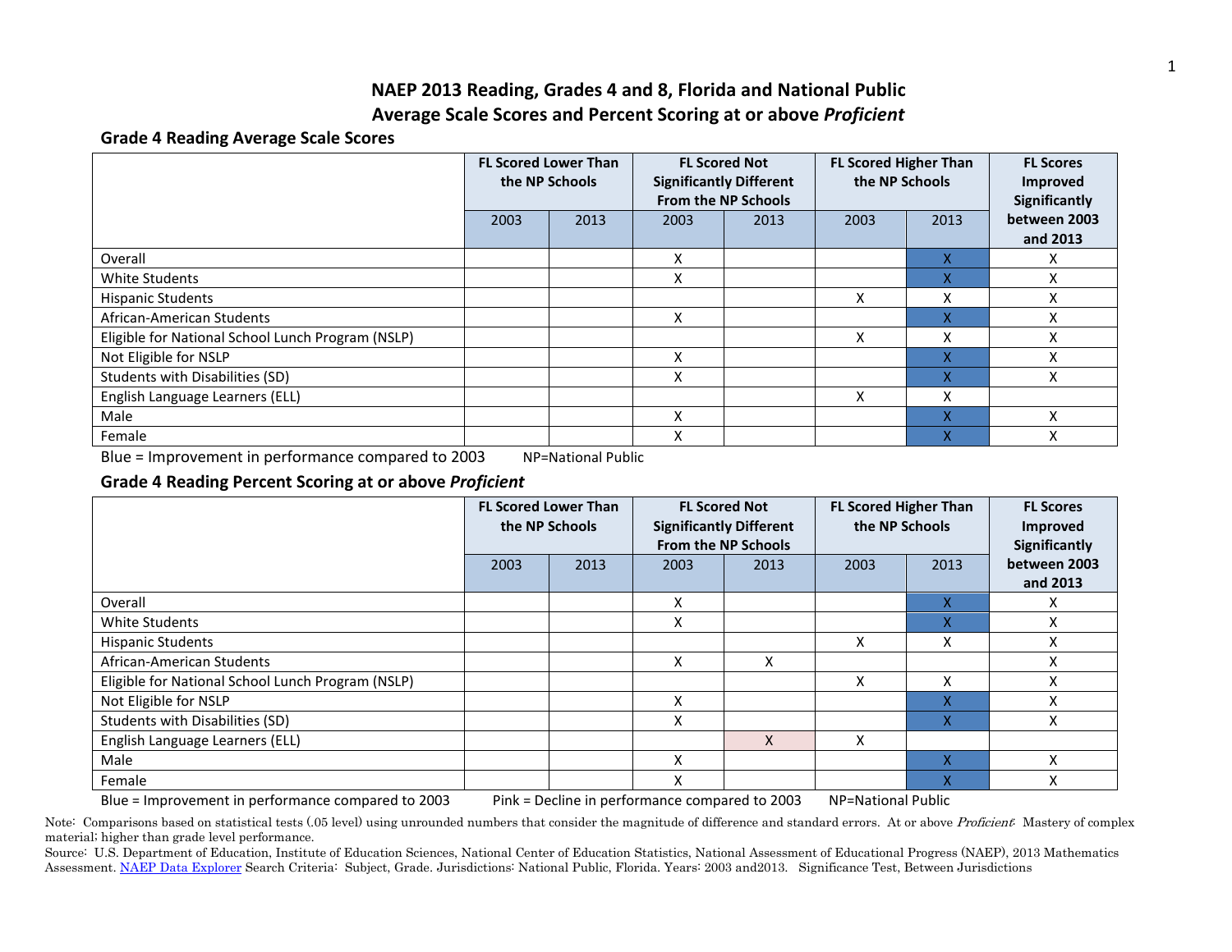# NAEP 2013 Reading, Grades 4 and 8, Florida and National Public
## Average Scale Scores and Percent Scoring at or above *Proficient*

### Grade 4 Reading Average Scale Scores

| | FL Scored Lower Than the NP Schools | | FL Scored Not Significantly Different From the NP Schools | | FL Scored Higher Than the NP Schools | | FL Scores Improved Significantly between 2003 and 2013 |
|---|---|---|---|---|---|---|---|
| | 2003 | 2013 | 2003 | 2013 | 2003 | 2013 | |
| Overall | | | X | | | X | X |
| White Students | | | X | | | X | X |
| Hispanic Students | | | | | X | X | X |
| African-American Students | | | X | | | X | X |
| Eligible for National School Lunch Program (NSLP) | | | | | X | X | X |
| Not Eligible for NSLP | | | X | | | X | X |
| Students with Disabilities (SD) | | | X | | | X | X |
| English Language Learners (ELL) | | | | | X | X | |
| Male | | | X | | | X | X |
| Female | | | X | | | X | X |

Blue = Improvement in performance compared to 2003 NP=National Public

### Grade 4 Reading Percent Scoring at or above *Proficient*

| | FL Scored Lower Than the NP Schools | | FL Scored Not Significantly Different From the NP Schools | | FL Scored Higher Than the NP Schools | | FL Scores Improved Significantly between 2003 and 2013 |
|---|---|---|---|---|---|---|---|
| | 2003 | 2013 | 2003 | 2013 | 2003 | 2013 | |
| Overall | | | X | | | X | X |
| White Students | | | X | | | X | X |
| Hispanic Students | | | | | X | X | X |
| African-American Students | | | X | X | | | X |
| Eligible for National School Lunch Program (NSLP) | | | | | X | X | X |
| Not Eligible for NSLP | | | X | | | X | X |
| Students with Disabilities (SD) | | | X | | | X | X |
| English Language Learners (ELL) | | | | X | X | | |
| Male | | | X | | | X | X |
| Female | | | X | | | X | X |

Blue = Improvement in performance compared to 2003 Pink = Decline in performance compared to 2003 NP=National Public

Note: Comparisons based on statistical tests (.05 level) using unrounded numbers that consider the magnitude of difference and standard errors. At or above *Proficient*: Mastery of complex material; higher than grade level performance.

Source: U.S. Department of Education, Institute of Education Sciences, National Center of Education Statistics, National Assessment of Educational Progress (NAEP), 2013 Mathematics Assessment. NAEP Data Explorer Search Criteria: Subject, Grade. Jurisdictions: National Public, Florida. Years: 2003 and2013. Significance Test, Between Jurisdictions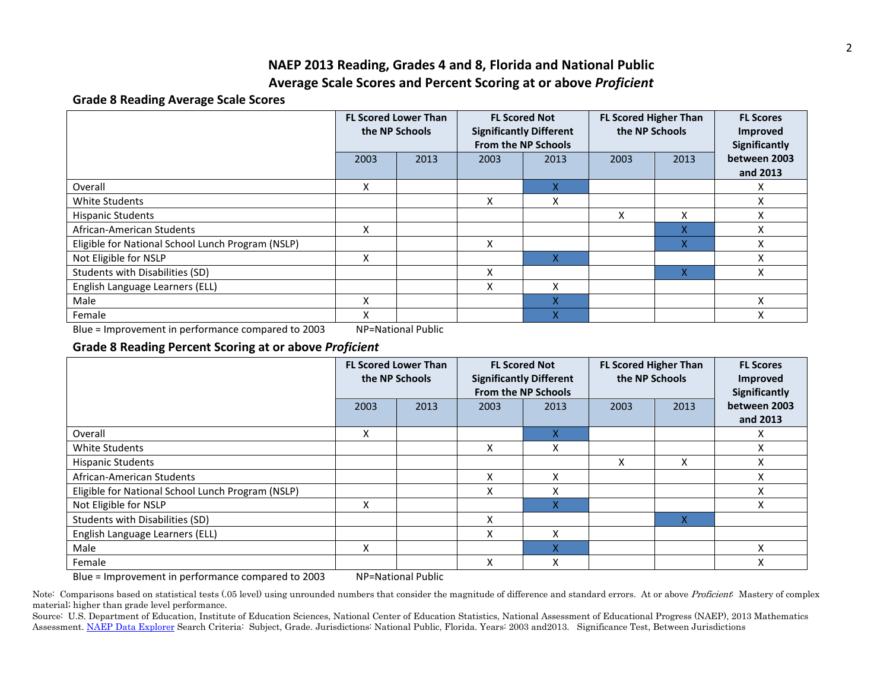## NAEP 2013 Reading, Grades 4 and 8, Florida and National Public Average Scale Scores and Percent Scoring at or above *Proficient*

### Grade 8 Reading Average Scale Scores

| | FL Scored Lower Than the NP Schools | | FL Scored Not Significantly Different From the NP Schools | | FL Scored Higher Than the NP Schools | | FL Scores Improved Significantly between 2003 and 2013 |
|---|---|---|---|---|---|---|---|
| | 2003 | 2013 | 2003 | 2013 | 2003 | 2013 | |
| Overall | X | | | X | | | X |
| White Students | | | X | X | | | X |
| Hispanic Students | | | | | X | X | X |
| African-American Students | X | | | | | X | X |
| Eligible for National School Lunch Program (NSLP) | | | X | | | X | X |
| Not Eligible for NSLP | X | | | X | | | X |
| Students with Disabilities (SD) | | | X | | | X | X |
| English Language Learners (ELL) | | | X | X | | | |
| Male | X | | | X | | | X |
| Female | X | | | X | | | X |

Blue = Improvement in performance compared to 2003 NP=National Public

### Grade 8 Reading Percent Scoring at or above *Proficient*

| | FL Scored Lower Than the NP Schools | | FL Scored Not Significantly Different From the NP Schools | | FL Scored Higher Than the NP Schools | | FL Scores Improved Significantly between 2003 and 2013 |
|---|---|---|---|---|---|---|---|
| | 2003 | 2013 | 2003 | 2013 | 2003 | 2013 | |
| Overall | X | | | X | | | X |
| White Students | | | X | X | | | X |
| Hispanic Students | | | | | X | X | X |
| African-American Students | | | X | X | | | X |
| Eligible for National School Lunch Program (NSLP) | | | X | X | | | X |
| Not Eligible for NSLP | X | | | X | | | X |
| Students with Disabilities (SD) | | | X | | | X | |
| English Language Learners (ELL) | | | X | X | | | |
| Male | X | | | X | | | X |
| Female | | | X | X | | | X |

Blue = Improvement in performance compared to 2003 NP=National Public

Note: Comparisons based on statistical tests (.05 level) using unrounded numbers that consider the magnitude of difference and standard errors. At or above *Proficient*: Mastery of complex material; higher than grade level performance.

Source: U.S. Department of Education, Institute of Education Sciences, National Center of Education Statistics, National Assessment of Educational Progress (NAEP), 2013 Mathematics Assessment. NAEP Data Explorer Search Criteria: Subject, Grade. Jurisdictions: National Public, Florida. Years: 2003 and2013. Significance Test, Between Jurisdictions